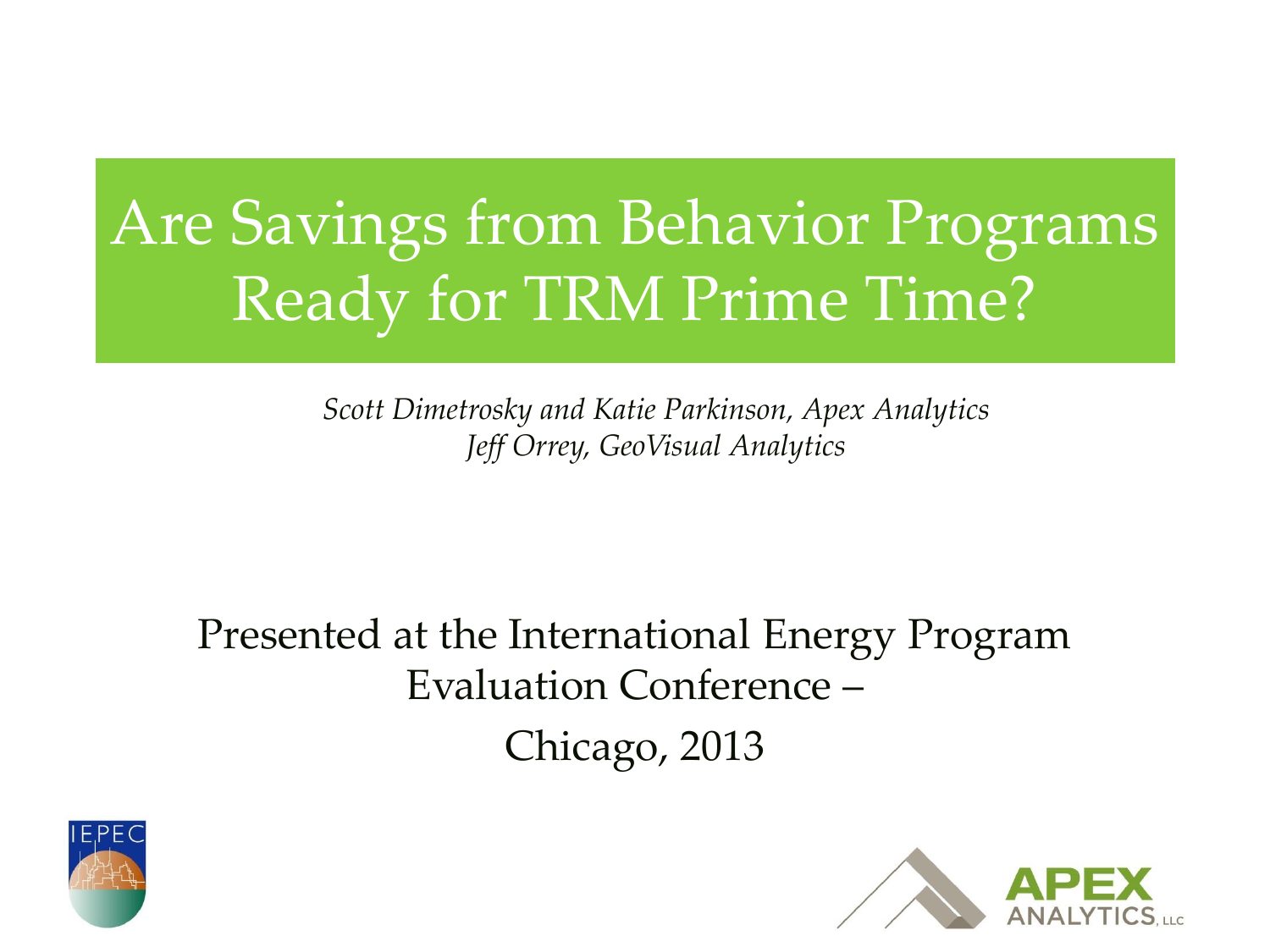# Are Savings from Behavior Programs Ready for TRM Prime Time?

*Scott Dimetrosky and Katie Parkinson, Apex Analytics*
*Jeff Orrey, GeoVisual Analytics*

Presented at the International Energy Program Evaluation Conference –

Chicago, 2013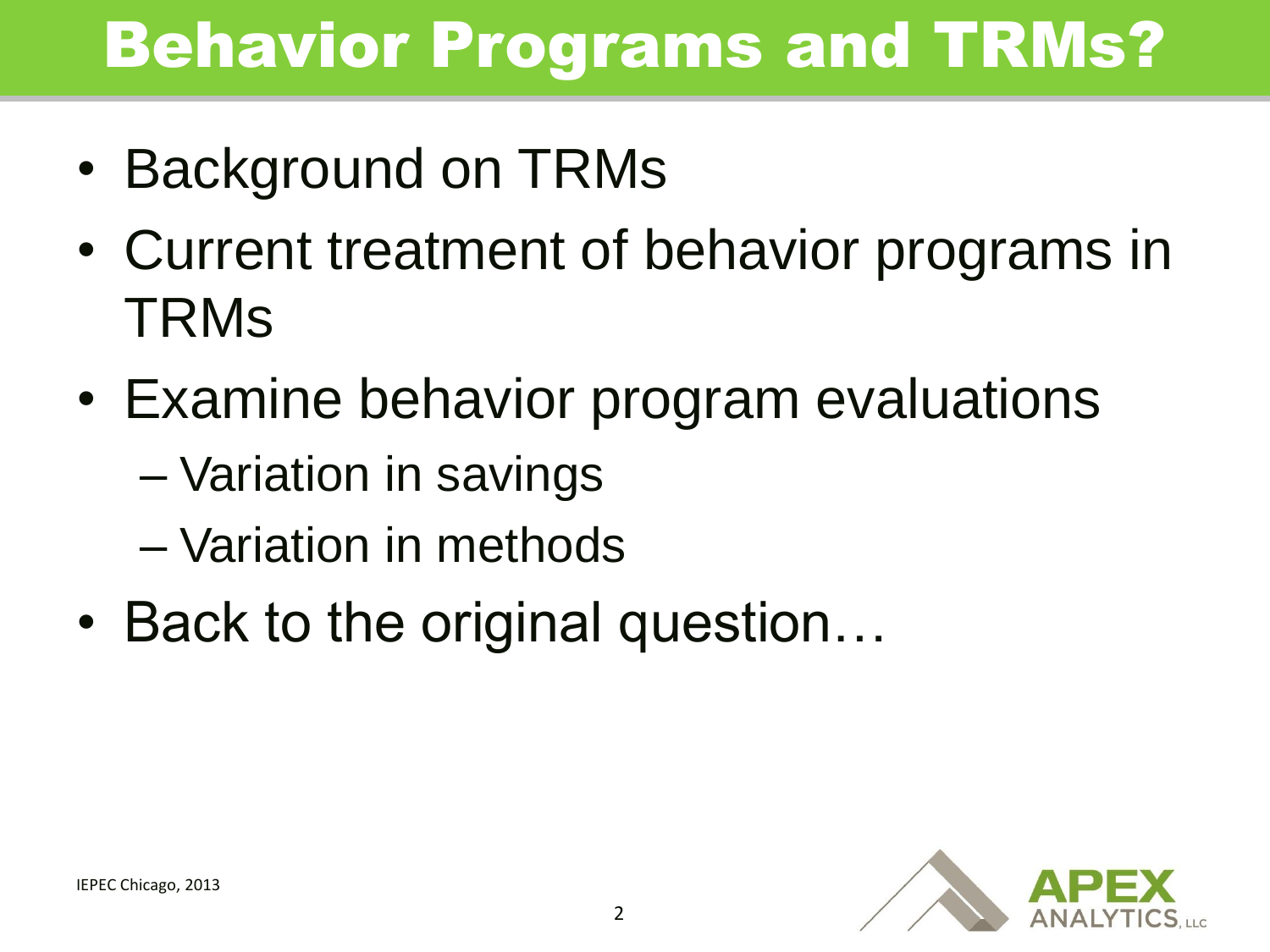# Behavior Programs and TRMs?

- Background on TRMs
- Current treatment of behavior programs in TRMs
- Examine behavior program evaluations
  - Variation in savings
  - Variation in methods
- Back to the original question…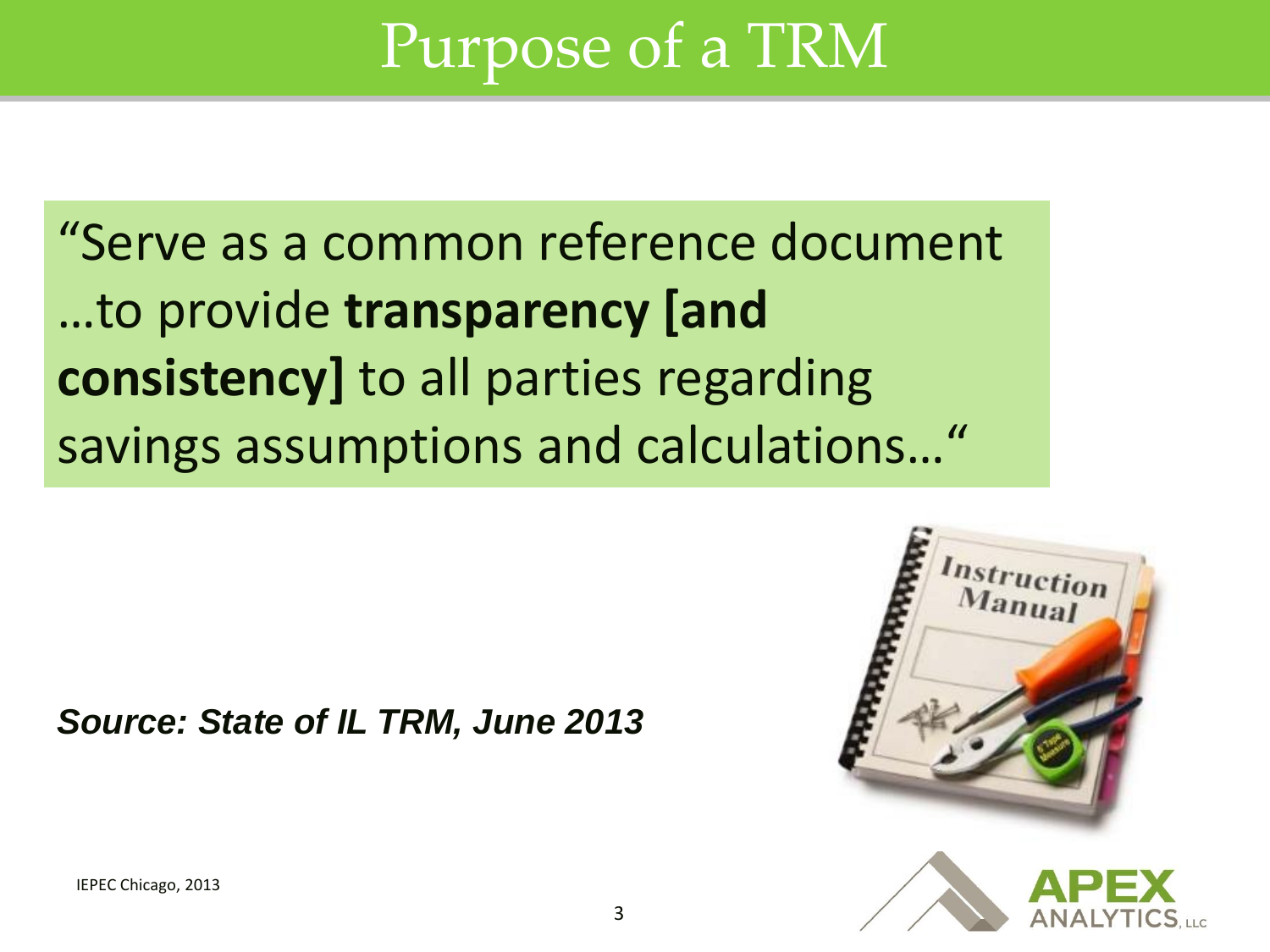# Purpose of a TRM

"Serve as a common reference document …to provide **transparency [and consistency]** to all parties regarding savings assumptions and calculations…"

***Source: State of IL TRM, June 2013***

IEPEC Chicago, 2013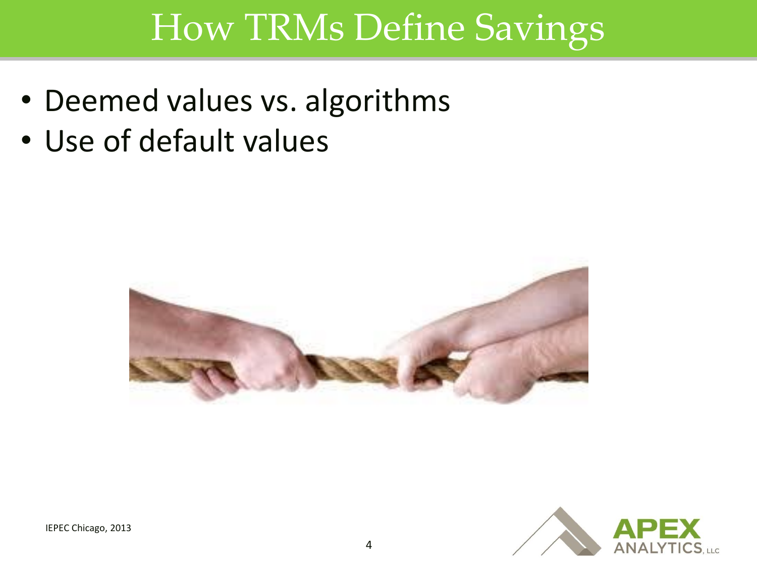# How TRMs Define Savings

- Deemed values vs. algorithms
- Use of default values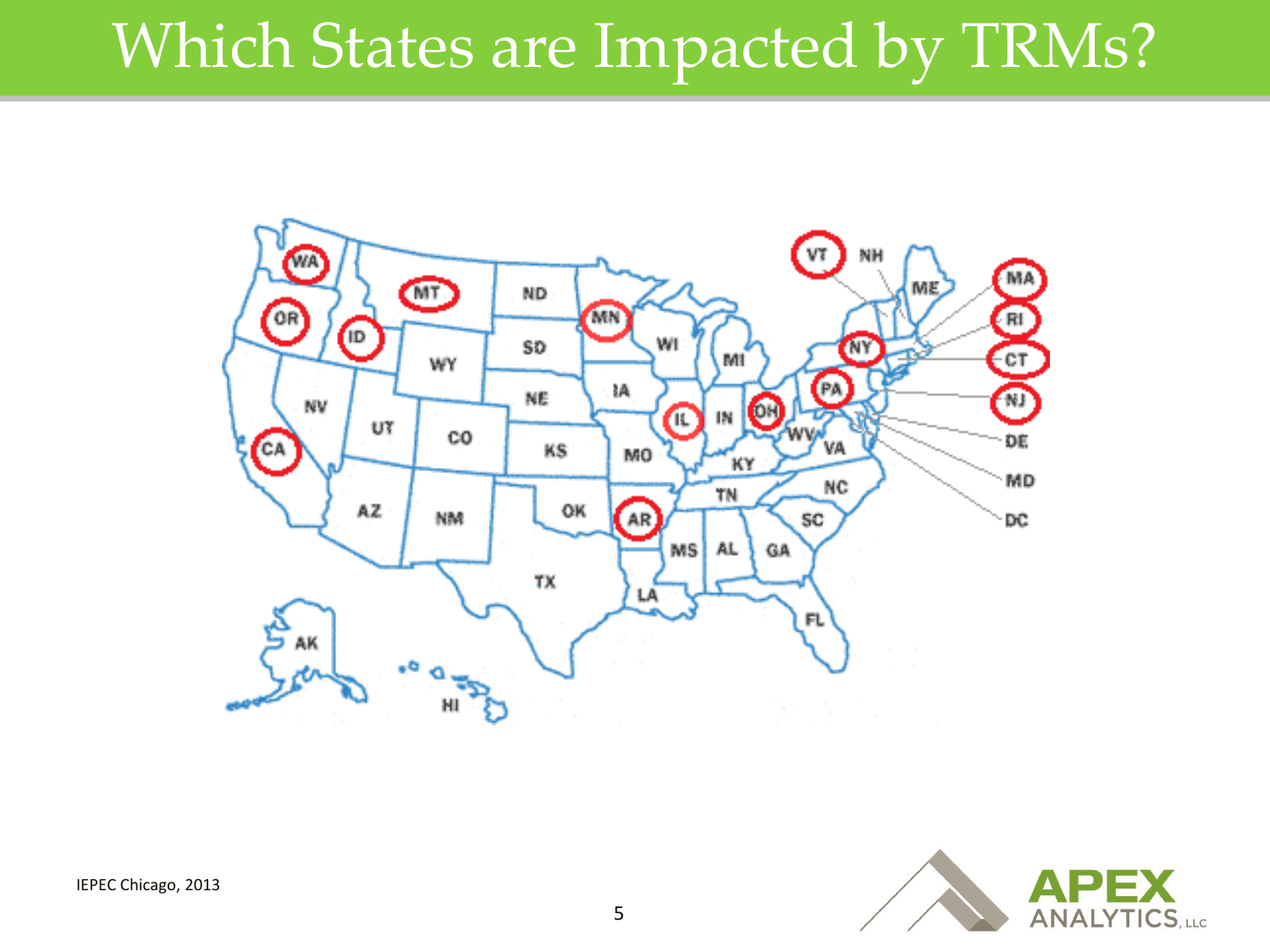# Which States are Impacted by TRMs?

WA OR ID MT ND MN SD WY NV CA UT CO NE KS IA MO IL IN OH WI MI AZ NM OK TX AR LA MS AL TN KY GA SC NC VA WV PA NY VT NH ME MA RI CT NJ DE MD DC FL AK HI

IEPEC Chicago, 2013

APEX ANALYTICS, LLC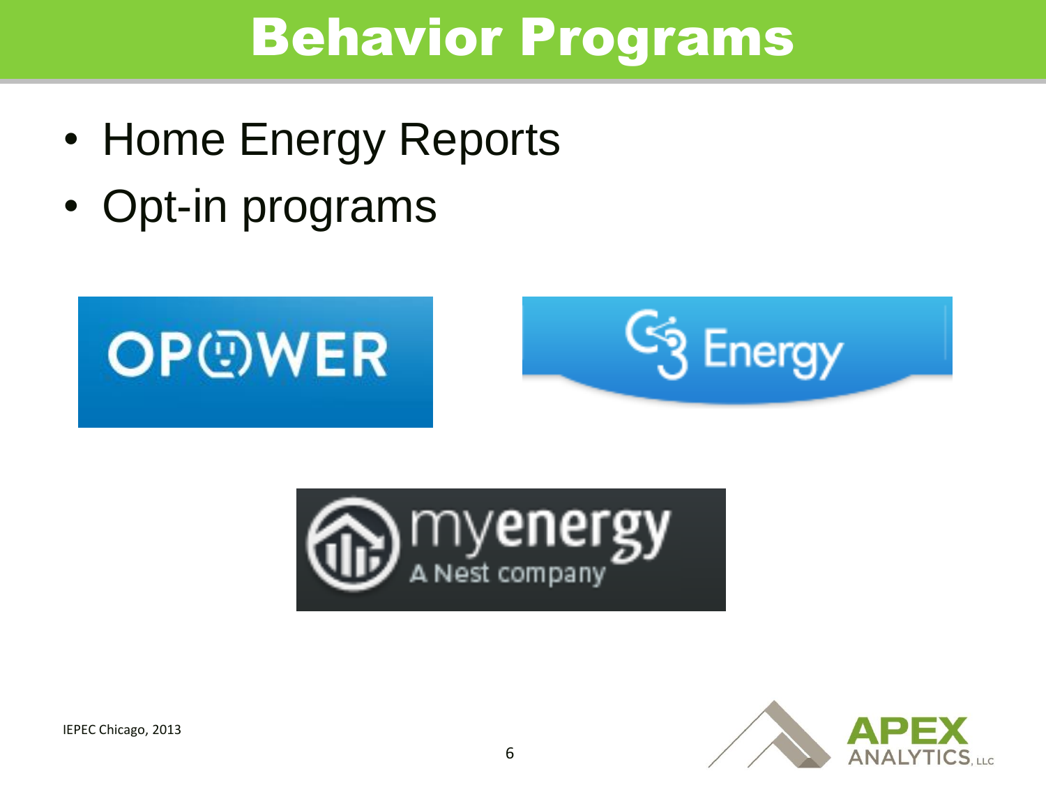# Behavior Programs

- Home Energy Reports
- Opt-in programs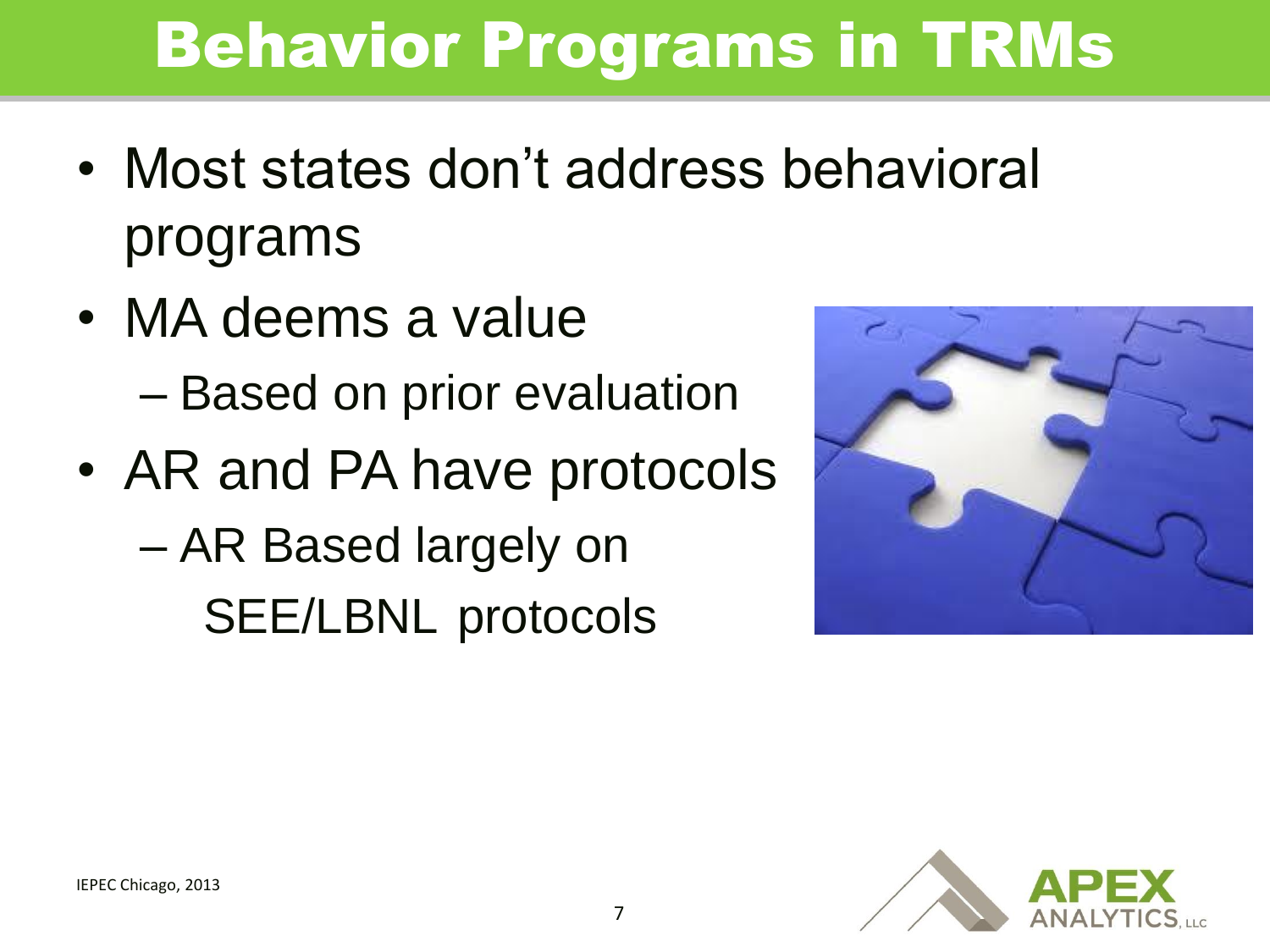# Behavior Programs in TRMs

- Most states don't address behavioral programs
- MA deems a value
  - Based on prior evaluation
- AR and PA have protocols
  - AR Based largely on SEE/LBNL protocols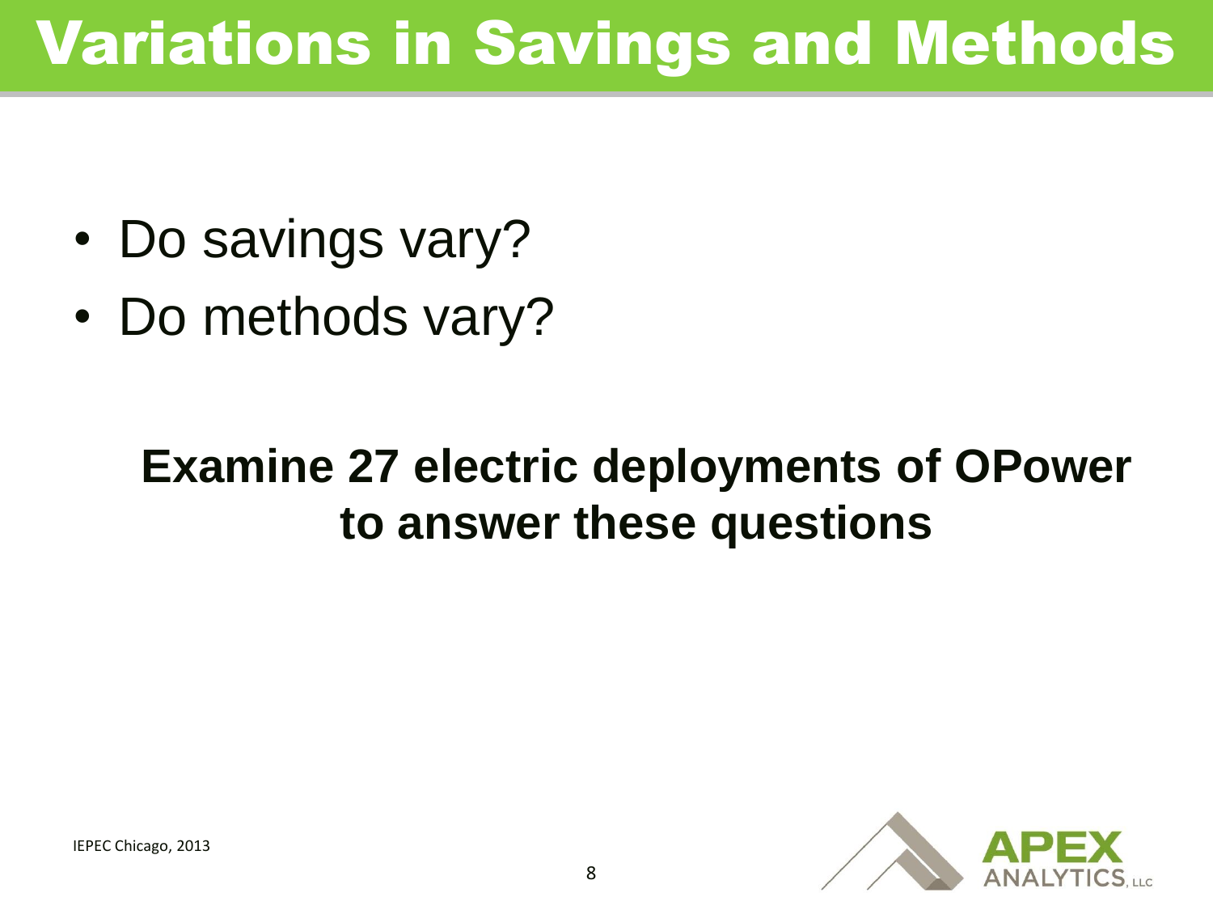# Variations in Savings and Methods

- Do savings vary?
- Do methods vary?

**Examine 27 electric deployments of OPower to answer these questions**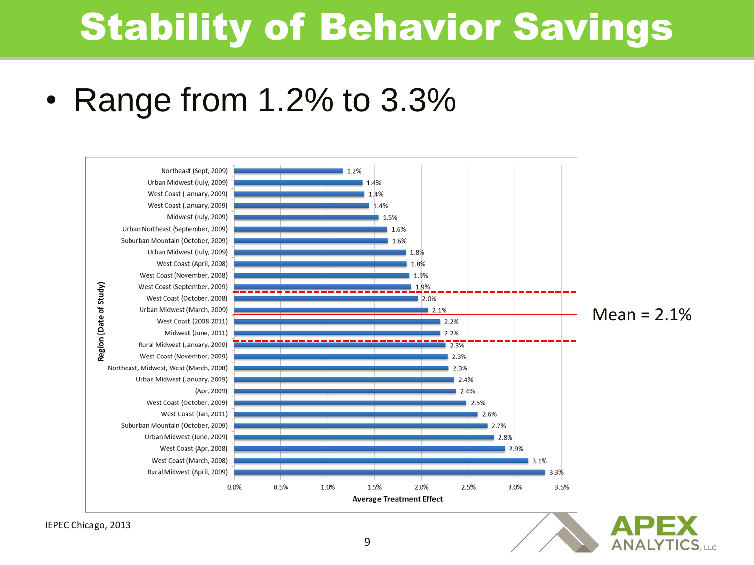# Stability of Behavior Savings

- Range from 1.2% to 3.3%

| Region (Date of Study) | Average Treatment Effect |
|---|---|
| Northeast (Sept, 2009) | 1.2% |
| Urban Midwest (July, 2009) | 1.4% |
| West Coast (January, 2009) | 1.4% |
| West Coast (January, 2009) | 1.4% |
| Midwest (July, 2009) | 1.5% |
| Urban Northeast (September, 2009) | 1.6% |
| Suburban Mountain (October, 2009) | 1.6% |
| Urban Midwest (July, 2009) | 1.8% |
| West Coast (April, 2008) | 1.8% |
| West Coast (November, 2008) | 1.9% |
| West Coast (September, 2009) | 1.9% |
| West Coast (October, 2008) | 2.0% |
| Urban Midwest (March, 2009) | 2.1% |
| West Coast (2008-2011) | 2.2% |
| Midwest (June, 2011) | 2.2% |
| Rural Midwest (January, 2009) | 2.3% |
| West Coast (November, 2009) | 2.3% |
| Northeast, Midwest, West (March, 2008) | 2.3% |
| Urban Midwest (January, 2009) | 2.4% |
| (Apr, 2009) | 2.4% |
| West Coast (October, 2009) | 2.5% |
| West Coast (Jan, 2011) | 2.6% |
| Suburban Mountain (October, 2009) | 2.7% |
| Urban Midwest (June, 2009) | 2.8% |
| West Coast (Apr, 2008) | 2.9% |
| West Coast (March, 2008) | 3.1% |
| Rural Midwest (April, 2009) | 3.3% |

Mean = 2.1%

IEPEC Chicago, 2013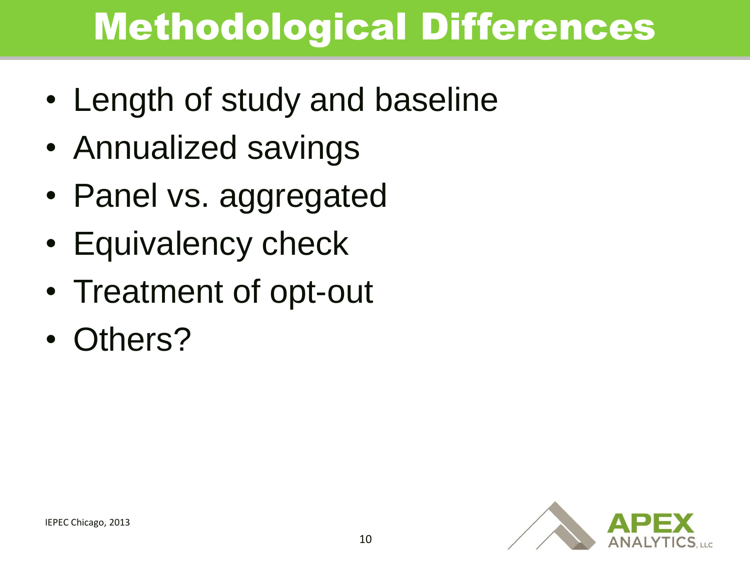# Methodological Differences

- Length of study and baseline
- Annualized savings
- Panel vs. aggregated
- Equivalency check
- Treatment of opt-out
- Others?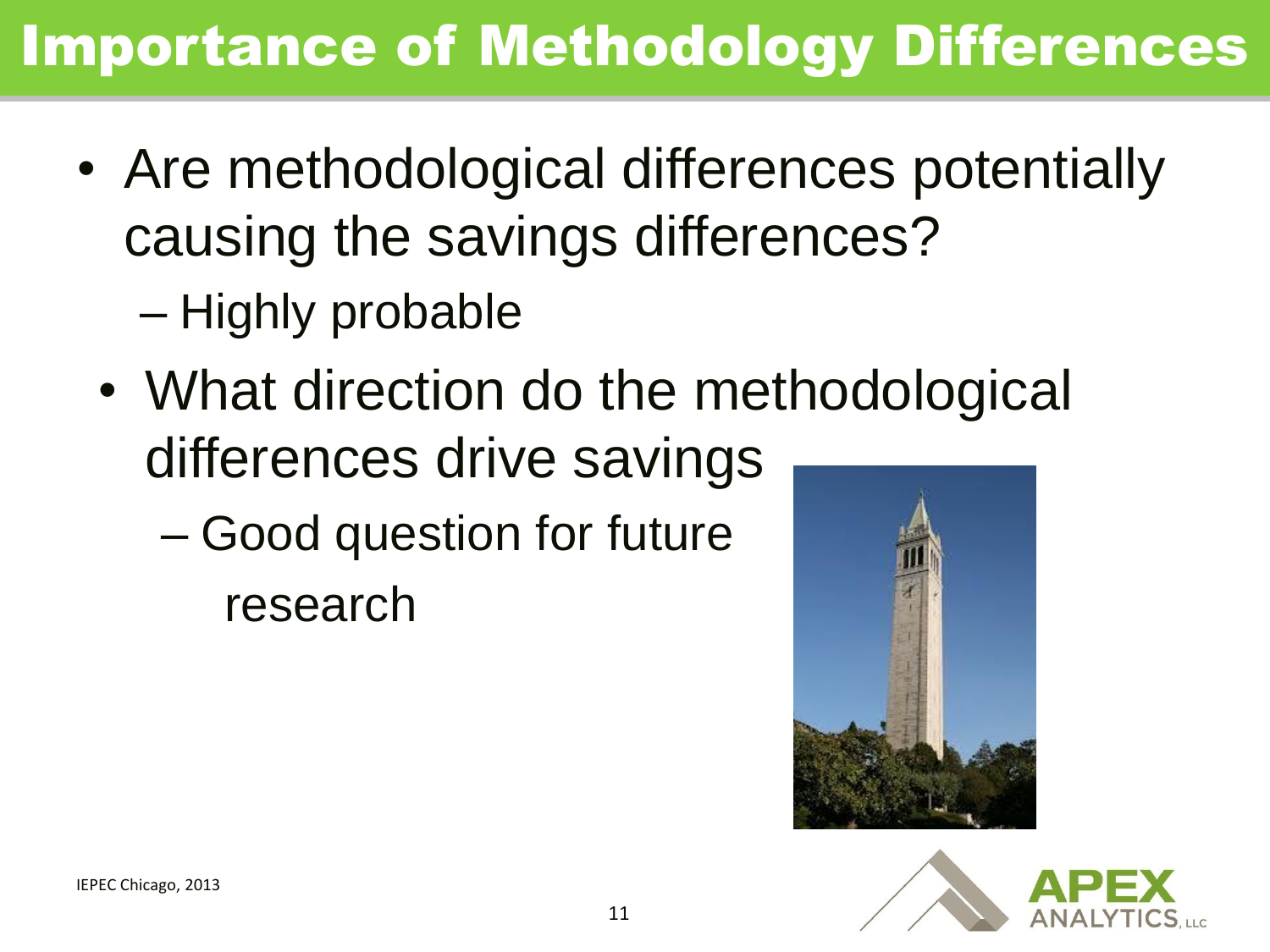# Importance of Methodology Differences

- Are methodological differences potentially causing the savings differences?
  - Highly probable
- What direction do the methodological differences drive savings
  - Good question for future research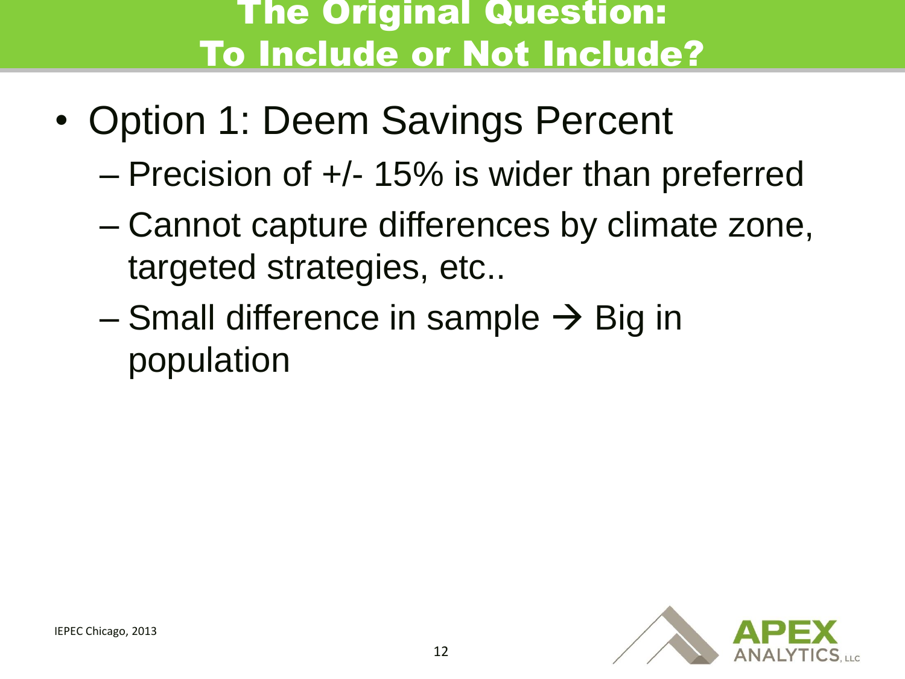# The Original Question: To Include or Not Include?

- Option 1: Deem Savings Percent
  - Precision of +/- 15% is wider than preferred
  - Cannot capture differences by climate zone, targeted strategies, etc..
  - Small difference in sample → Big in population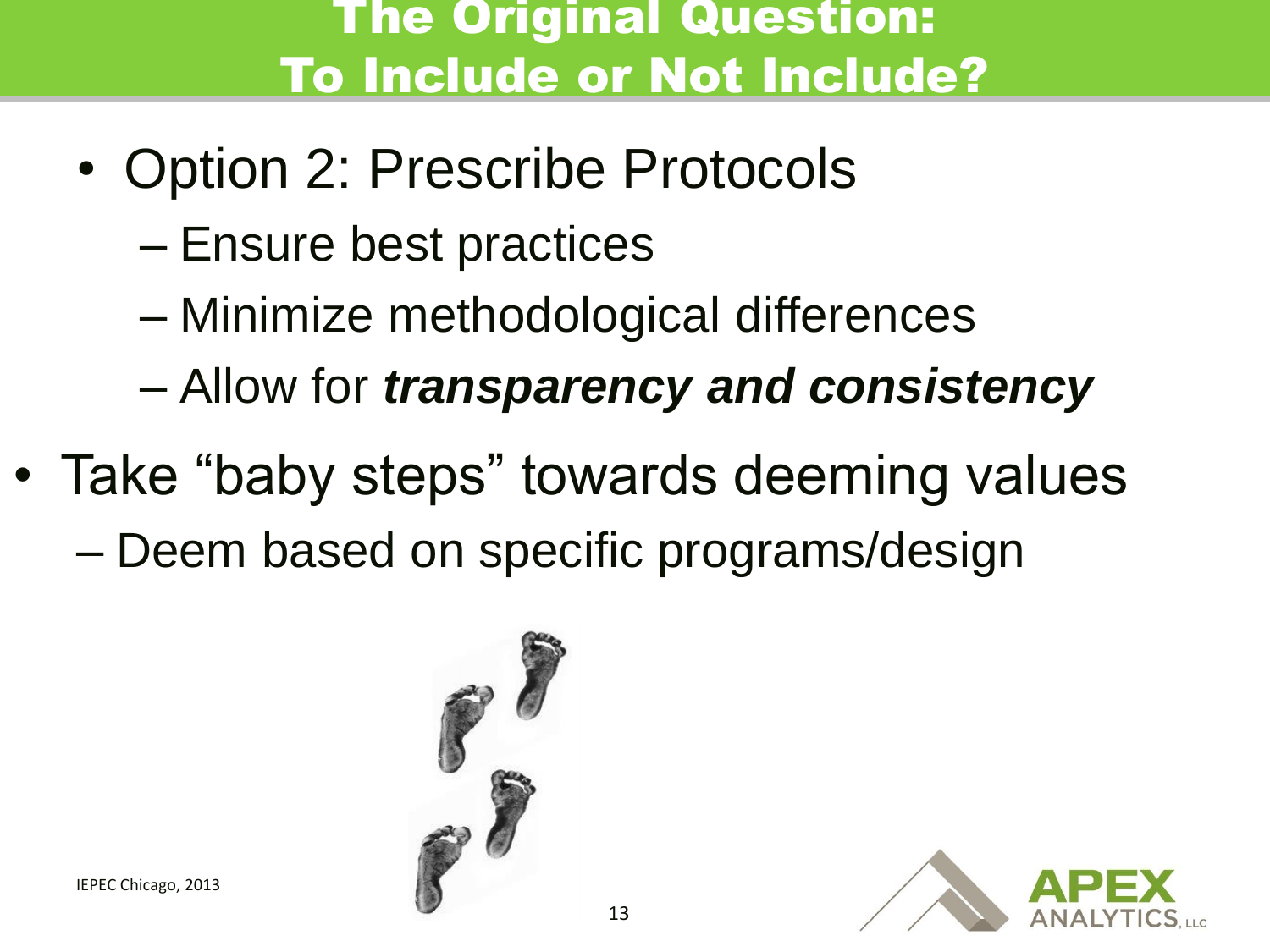# The Original Question: To Include or Not Include?

- Option 2: Prescribe Protocols
  - Ensure best practices
  - Minimize methodological differences
  - Allow for ***transparency and consistency***
- Take "baby steps" towards deeming values
  - Deem based on specific programs/design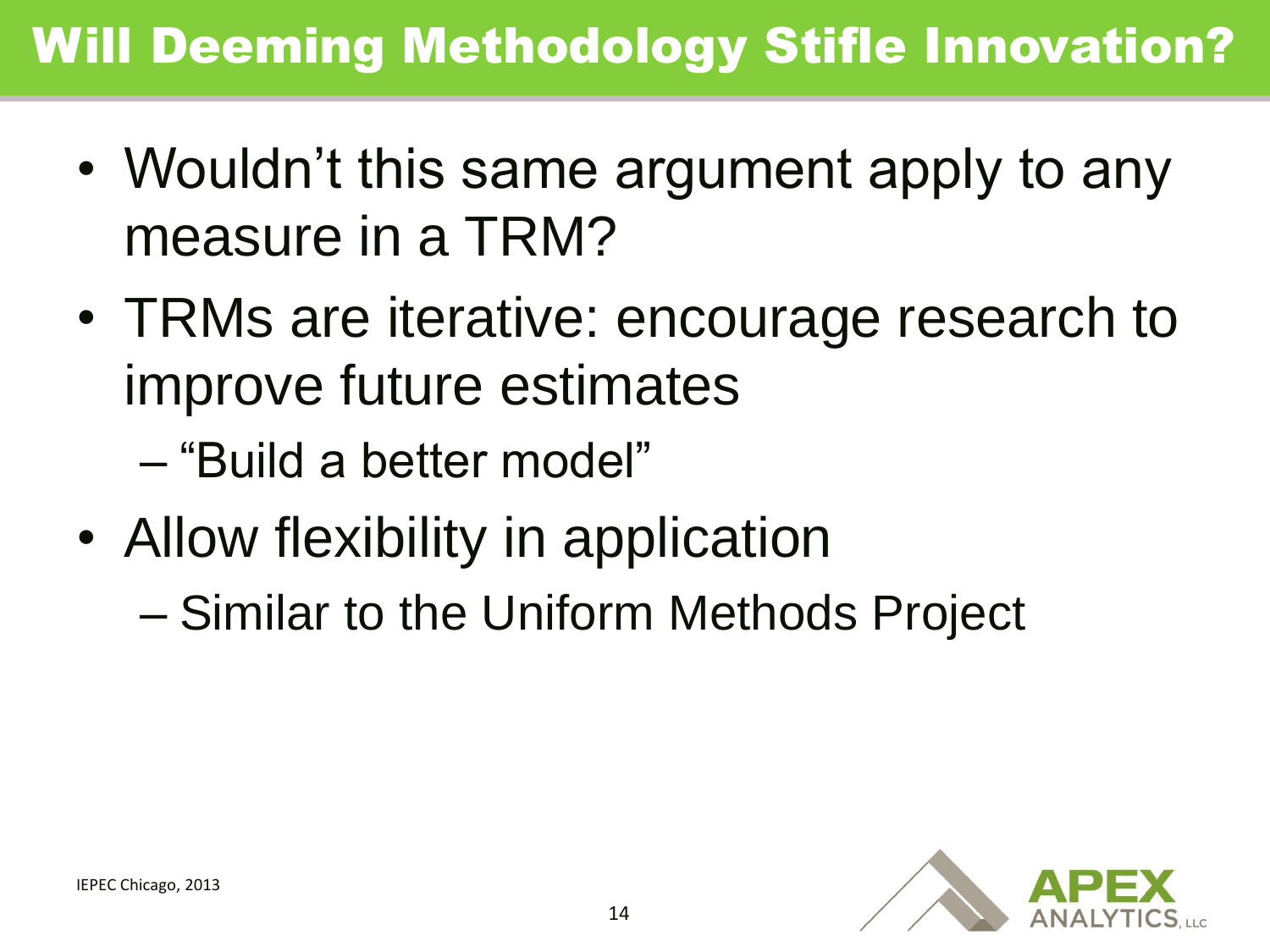# Will Deeming Methodology Stifle Innovation?

- Wouldn't this same argument apply to any measure in a TRM?
- TRMs are iterative: encourage research to improve future estimates
  - "Build a better model"
- Allow flexibility in application
  - Similar to the Uniform Methods Project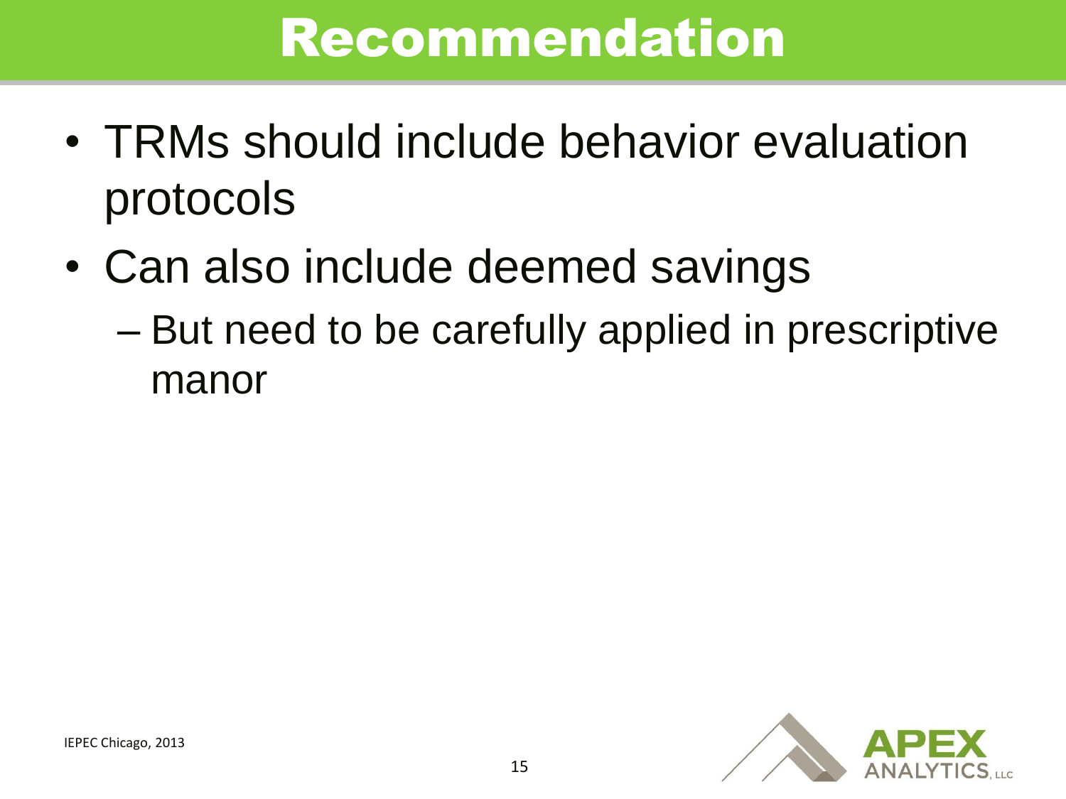# Recommendation

- TRMs should include behavior evaluation protocols
- Can also include deemed savings
  - But need to be carefully applied in prescriptive manor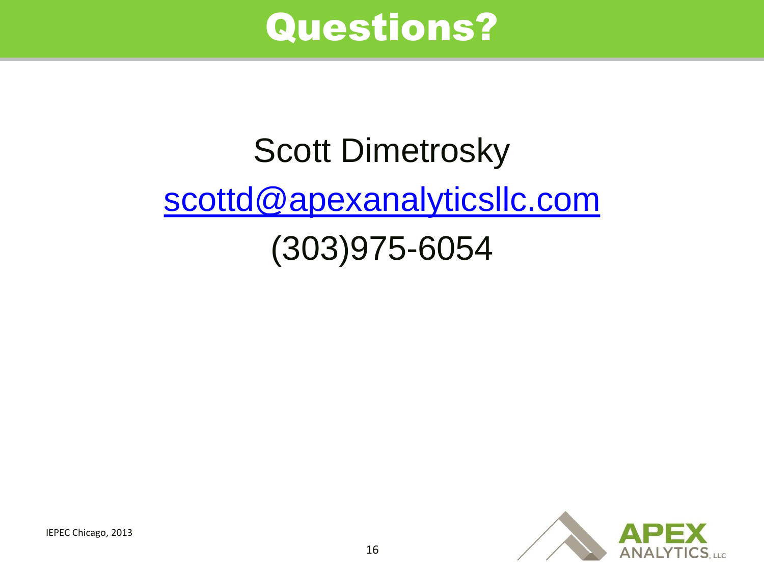# Questions?

Scott Dimetrosky

scottd@apexanalyticsllc.com

(303)975-6054

IEPEC Chicago, 2013

APEX ANALYTICS, LLC